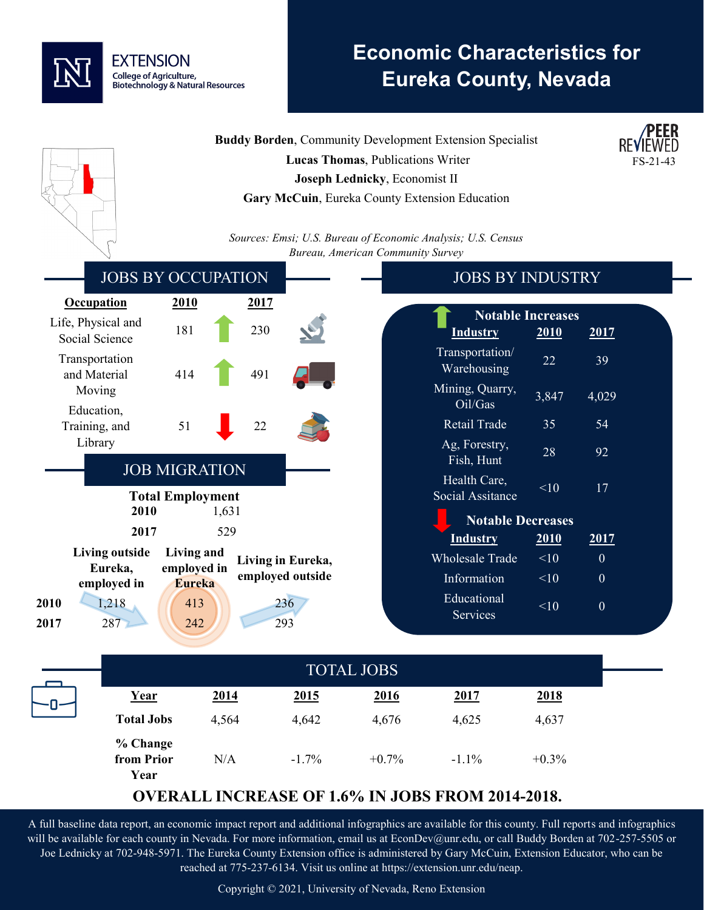EXTENSION
College of Agriculture, Biotechnology & Natural Resources

# Economic Characteristics for Eureka County, Nevada

PEER REVIEWED
FS-21-43

**Buddy Borden**, Community Development Extension Specialist
**Lucas Thomas**, Publications Writer
**Joseph Lednicky**, Economist II
**Gary McCuin**, Eureka County Extension Education

*Sources: Emsi; U.S. Bureau of Economic Analysis; U.S. Census Bureau, American Community Survey*

## JOBS BY OCCUPATION

| Occupation | 2010 | | 2017 |
|---|---|---|---|
| Life, Physical and Social Science | 181 | ↑ | 230 |
| Transportation and Material Moving | 414 | ↑ | 491 |
| Education, Training, and Library | 51 | ↓ | 22 |

## JOB MIGRATION

**Total Employment**

| | |
|---|---|
| **2010** | 1,631 |
| **2017** | 529 |

| | Living outside Eureka, employed in | Living and employed in Eureka | Living in Eureka, employed outside |
|---|---|---|---|
| **2010** | 1,218 | 413 | 236 |
| **2017** | 287 | 242 | 293 |

## JOBS BY INDUSTRY

**Notable Increases**

| Industry | 2010 | 2017 |
|---|---|---|
| Transportation/ Warehousing | 22 | 39 |
| Mining, Quarry, Oil/Gas | 3,847 | 4,029 |
| Retail Trade | 35 | 54 |
| Ag, Forestry, Fish, Hunt | 28 | 92 |
| Health Care, Social Assitance | <10 | 17 |

**Notable Decreases**

| Industry | 2010 | 2017 |
|---|---|---|
| Wholesale Trade | <10 | 0 |
| Information | <10 | 0 |
| Educational Services | <10 | 0 |

## TOTAL JOBS

| Year | 2014 | 2015 | 2016 | 2017 | 2018 |
|---|---|---|---|---|---|
| **Total Jobs** | 4,564 | 4,642 | 4,676 | 4,625 | 4,637 |
| **% Change from Prior Year** | N/A | -1.7% | +0.7% | -1.1% | +0.3% |

**OVERALL INCREASE OF 1.6% IN JOBS FROM 2014-2018.**

A full baseline data report, an economic impact report and additional infographics are available for this county. Full reports and infographics will be available for each county in Nevada. For more information, email us at EconDev@unr.edu, or call Buddy Borden at 702-257-5505 or Joe Lednicky at 702-948-5971. The Eureka County Extension office is administered by Gary McCuin, Extension Educator, who can be reached at 775-237-6134. Visit us online at https://extension.unr.edu/neap.

Copyright © 2021, University of Nevada, Reno Extension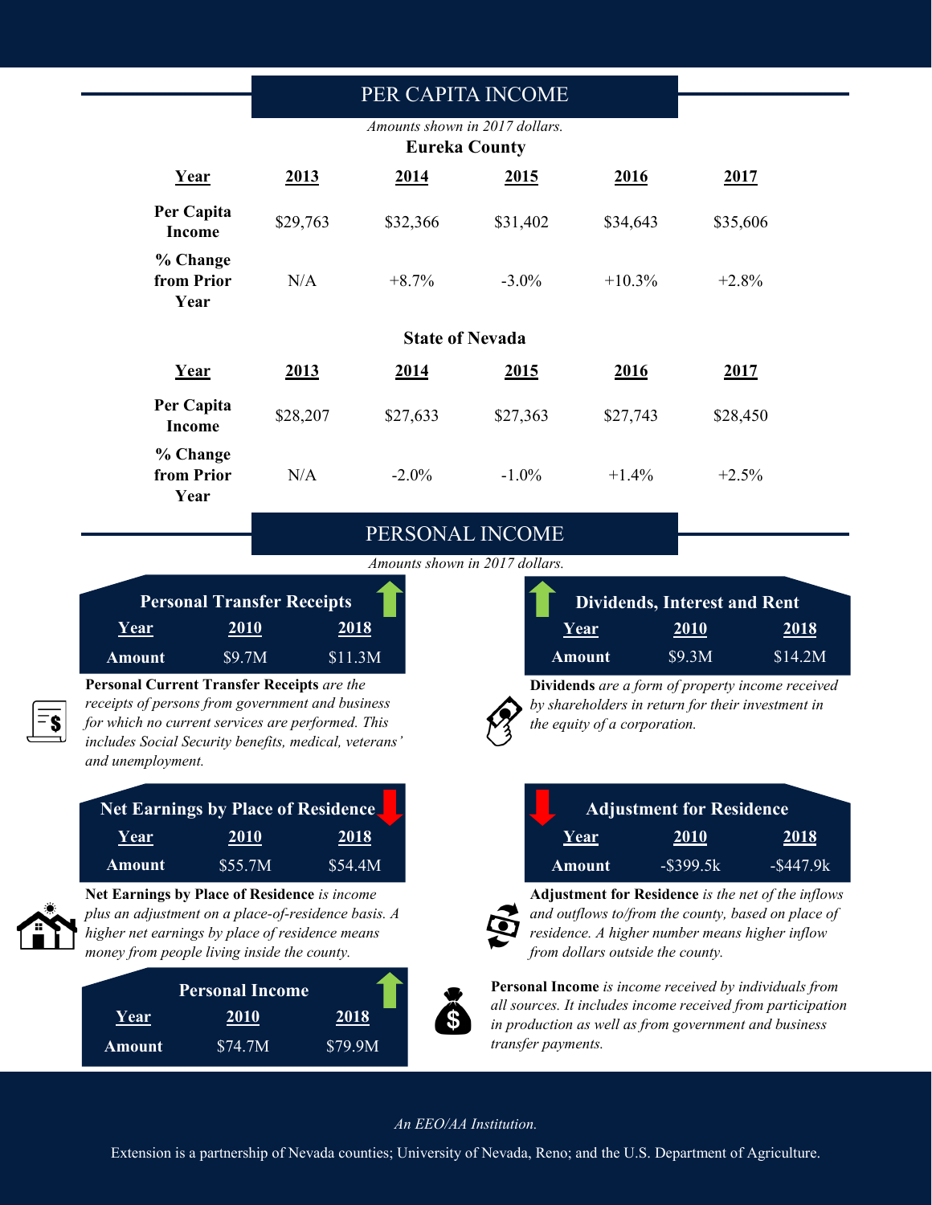## PER CAPITA INCOME

*Amounts shown in 2017 dollars.*

### Eureka County

| Year | 2013 | 2014 | 2015 | 2016 | 2017 |
|---|---|---|---|---|---|
| Per Capita Income | $29,763 | $32,366 | $31,402 | $34,643 | $35,606 |
| % Change from Prior Year | N/A | +8.7% | -3.0% | +10.3% | +2.8% |

### State of Nevada

| Year | 2013 | 2014 | 2015 | 2016 | 2017 |
|---|---|---|---|---|---|
| Per Capita Income | $28,207 | $27,633 | $27,363 | $27,743 | $28,450 |
| % Change from Prior Year | N/A | -2.0% | -1.0% | +1.4% | +2.5% |

## PERSONAL INCOME

*Amounts shown in 2017 dollars.*

### Personal Transfer Receipts

| Year | 2010 | 2018 |
|---|---|---|
| Amount | $9.7M | $11.3M |

**Personal Current Transfer Receipts** *are the receipts of persons from government and business for which no current services are performed. This includes Social Security benefits, medical, veterans' and unemployment.*

### Dividends, Interest and Rent

| Year | 2010 | 2018 |
|---|---|---|
| Amount | $9.3M | $14.2M |

**Dividends** *are a form of property income received by shareholders in return for their investment in the equity of a corporation.*

### Net Earnings by Place of Residence

| Year | 2010 | 2018 |
|---|---|---|
| Amount | $55.7M | $54.4M |

**Net Earnings by Place of Residence** *is income plus an adjustment on a place-of-residence basis. A higher net earnings by place of residence means money from people living inside the county.*

### Adjustment for Residence

| Year | 2010 | 2018 |
|---|---|---|
| Amount | -$399.5k | -$447.9k |

**Adjustment for Residence** *is the net of the inflows and outflows to/from the county, based on place of residence. A higher number means higher inflow from dollars outside the county.*

### Personal Income

| Year | 2010 | 2018 |
|---|---|---|
| Amount | $74.7M | $79.9M |

**Personal Income** *is income received by individuals from all sources. It includes income received from participation in production as well as from government and business transfer payments.*

*An EEO/AA Institution.*

Extension is a partnership of Nevada counties; University of Nevada, Reno; and the U.S. Department of Agriculture.